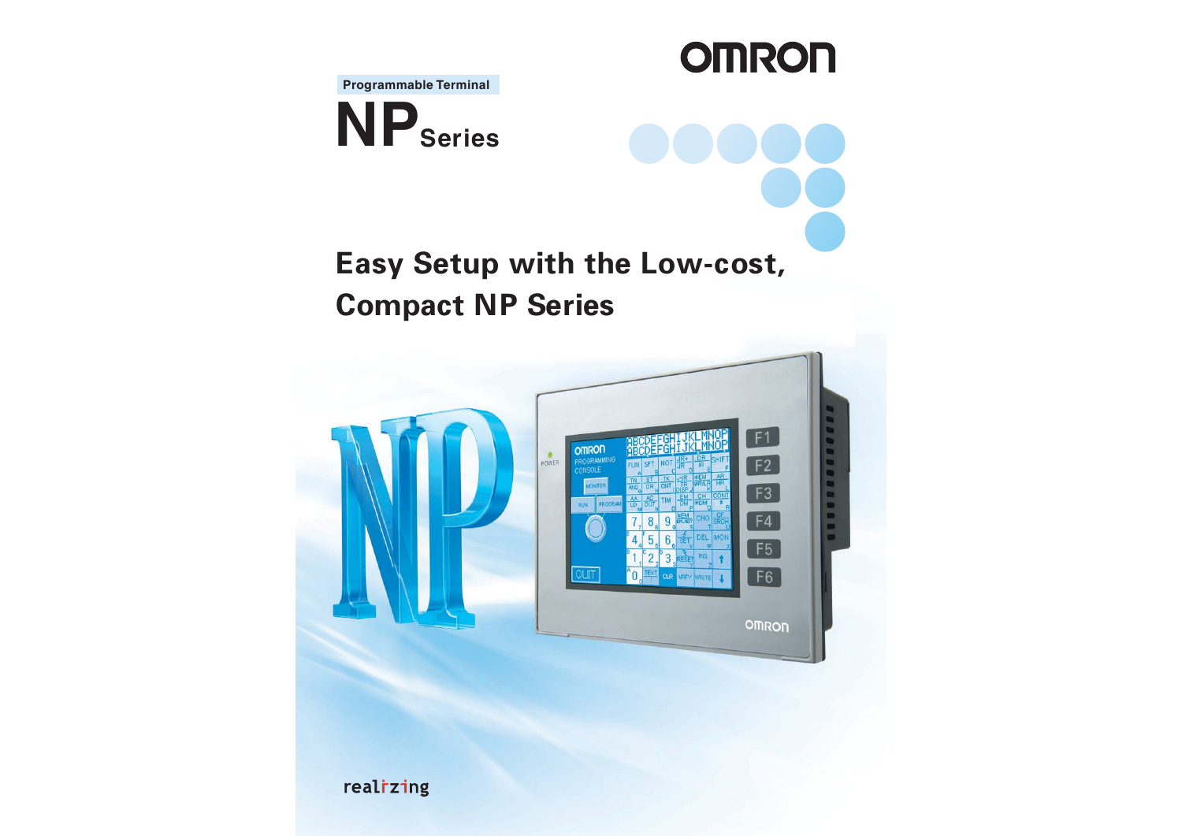OMRON

Programmable Terminal

# NP Series

## Easy Setup with the Low-cost, Compact NP Series

realizing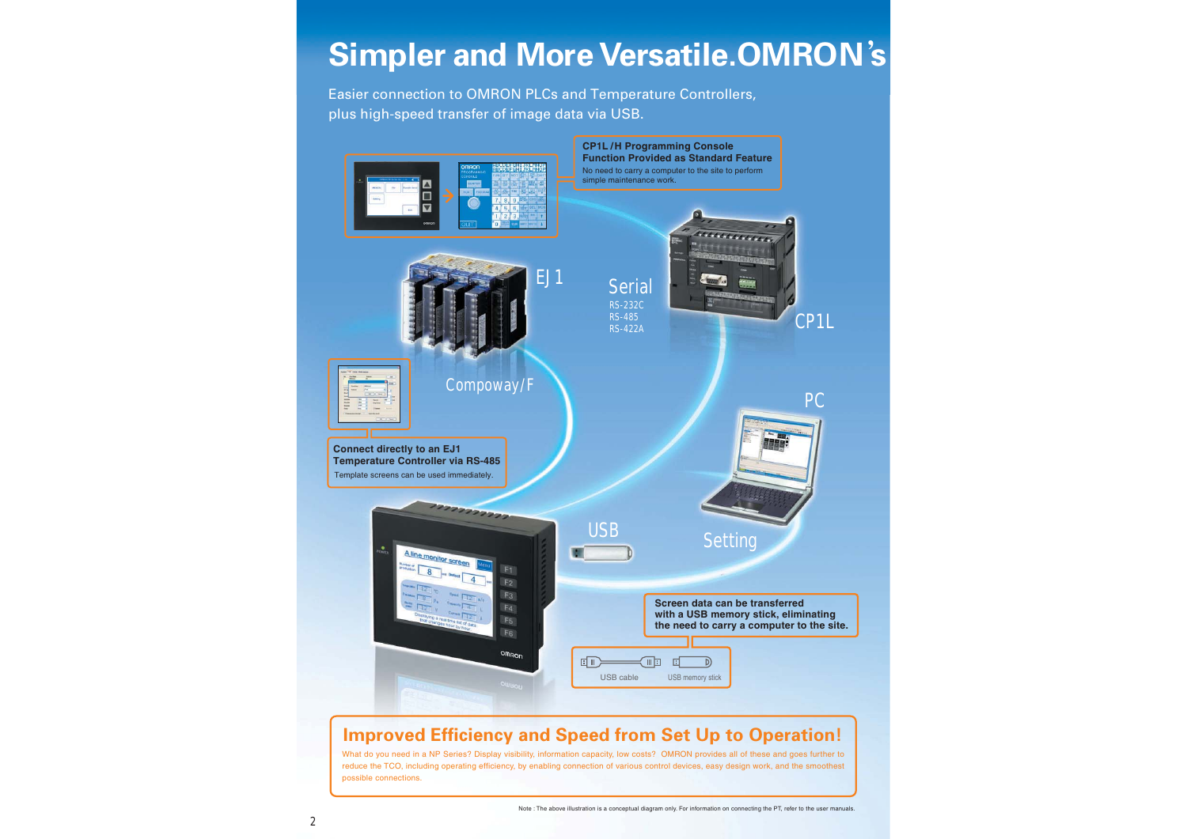# Simpler and More Versatile.OMRON's

Easier connection to OMRON PLCs and Temperature Controllers, plus high-speed transfer of image data via USB.

**CP1L/H Programming Console Function Provided as Standard Feature**

No need to carry a computer to the site to perform simple maintenance work.

EJ1

Serial
RS-232C
RS-485
RS-422A

CP1L

Compoway/F

PC

**Connect directly to an EJ1 Temperature Controller via RS-485**

Template screens can be used immediately.

USB

Setting

**Screen data can be transferred with a USB memory stick, eliminating the need to carry a computer to the site.**

USB cable

USB memory stick

## Improved Efficiency and Speed from Set Up to Operation!

What do you need in a NP Series? Display visibility, information capacity, low costs? OMRON provides all of these and goes further to reduce the TCO, including operating efficiency, by enabling connection of various control devices, easy design work, and the smoothest possible connections.

Note : The above illustration is a conceptual diagram only. For information on connecting the PT, refer to the user manuals.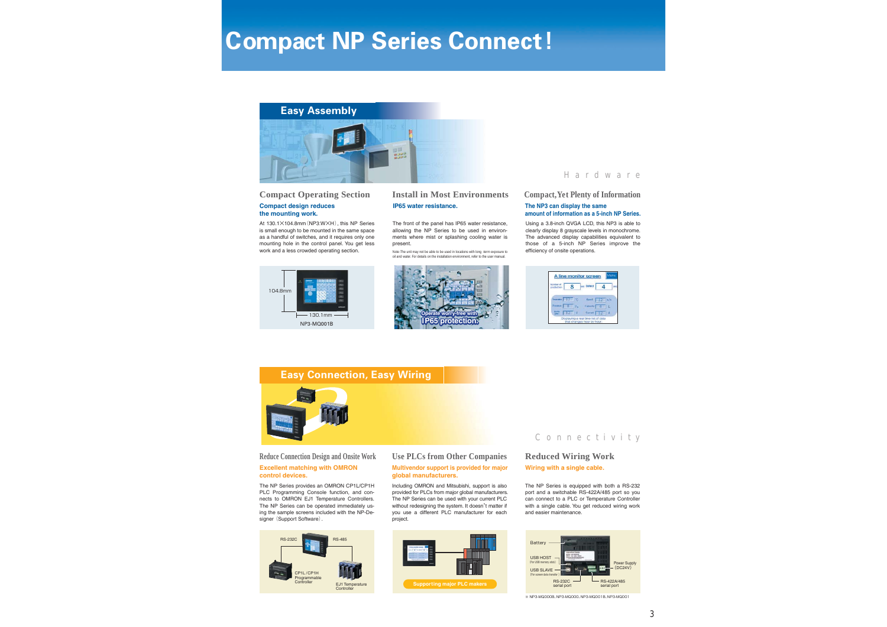# Compact NP Series Connect!

## Easy Assembly

Hardware

### Compact Operating Section

**Compact design reduces the mounting work.**

At 130.1×104.8mm (NP3:W×H), this NP Series is small enough to be mounted in the same space as a handful of switches, and it requires only one mounting hole in the control panel. You get less work and a less crowded operating section.

104.8mm

130.1mm

NP3-MQ001B

### Install in Most Environments

**IP65 water resistance.**

The front of the panel has IP65 water resistance, allowing the NP Series to be used in environments where mist or splashing cooling water is present.

Note:The unit may not be able to be used in locations with long -term exposure to oil and water. For details on the installation environment, refer to the user manual.

Operate worry-free with IP65 protection.

### Compact, Yet Plenty of Information

**The NP3 can display the same amount of information as a 5-inch NP Series.**

Using a 3.8-inch QVGA LCD, this NP3 is able to clearly display 8 grayscale levels in monochrome. The advanced display capabilities equivalent to those of a 5-inch NP Series improve the efficiency of onsite operations.

## Easy Connection, Easy Wiring

Connectivity

### Reduce Connection Design and Onsite Work

**Excellent matching with OMRON control devices.**

The NP Series provides an OMRON CP1L/CP1H PLC Programming Console function, and connects to OMRON EJ1 Temperature Controllers. The NP Series can be operated immediately using the sample screens included with the NP-Designer (Support Software).

RS-232C

RS-485

CP1L/CP1H Programmable Controller

EJ1 Temperature Controller

### Use PLCs from Other Companies

**Multivendor support is provided for major global manufacturers.**

Including OMRON and Mitsubishi, support is also provided for PLCs from major global manufacturers. The NP Series can be used with your current PLC without redesigning the system. It doesn't matter if you use a different PLC manufacturer for each project.

Supporting major PLC makers

### Reduced Wiring Work

**Wiring with a single cable.**

The NP Series is equipped with both a RS-232 port and a switchable RS-422A/485 port so you can connect to a PLC or Temperature Controller with a single cable. You get reduced wiring work and easier maintenance.

Battery

USB HOST (For USB memory stick)

USB SLAVE (For screen data transfer)

RS-232C serial port

RS-422A/485 serial port

Power Supply (DC24V)

※ NP3-MQ000B, NP3-MQ000, NP3-MQ001B, NP3-MQ001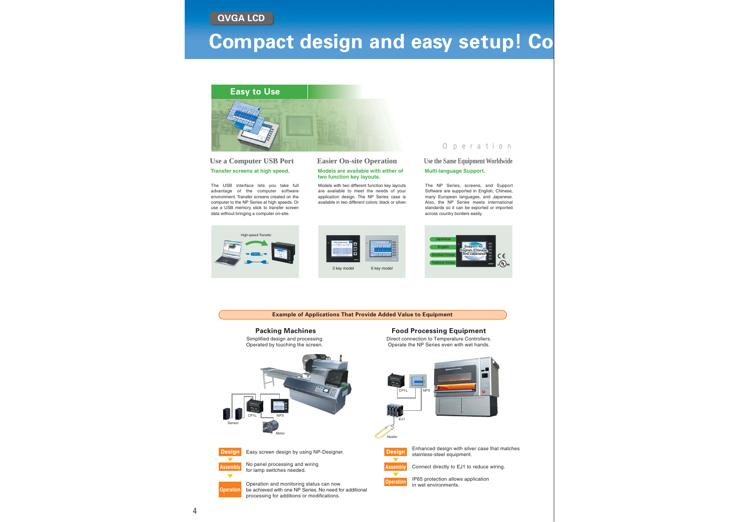QVGA LCD

# Compact design and easy setup! Co

## Easy to Use

Operation

### Use a Computer USB Port

**Transfer screens at high speed.**

The USB interface lets you take full advantage of the computer software environment. Transfer screens created on the computer to the NP Series at high speeds. Or use a USB memory stick to transfer screen data without bringing a computer on-site.

High-speed Transfer

### Easier On-site Operation

**Models are available with either of two function key layouts.**

Models with two different function key layouts are available to meet the needs of your application design. The NP Series case is available in two different colors: black or silver.

3 key model　　6 key model

### Use the Same Equipment Worldwide

**Multi-language Support.**

The NP Series, screens, and Support Software are supported in English, Chinese, many European languages, and Japanese. Also, the NP Series meets international standards so it can be exported or imported across country borders easily.

Japanese / English / Simplified Chinese / Traditional Chinese

Support for English, Chinese, and Japanese

## Example of Applications That Provide Added Value to Equipment

### Packing Machines

Simplified design and processing.
Operated by touching the screen.

Sensor　CP1L　NP3　Motor

**Design** Easy screen design by using NP-Designer.

**Assembly** No panel processing and wiring for lamp switches needed.

**Operation** Operation and monitoring status can now be achieved with one NP Series. No need for additional processing for additions or modifications.

### Food Processing Equipment

Direct connection to Temperature Controllers.
Operate the NP Series even with wet hands.

CP1L　NP3　EJ1　Heater

**Design** Enhanced design with silver case that matches stainless-steel equipment.

**Assembly** Connect directly to EJ1 to reduce wiring.

**Operation** IP65 protection allows application in wet environments.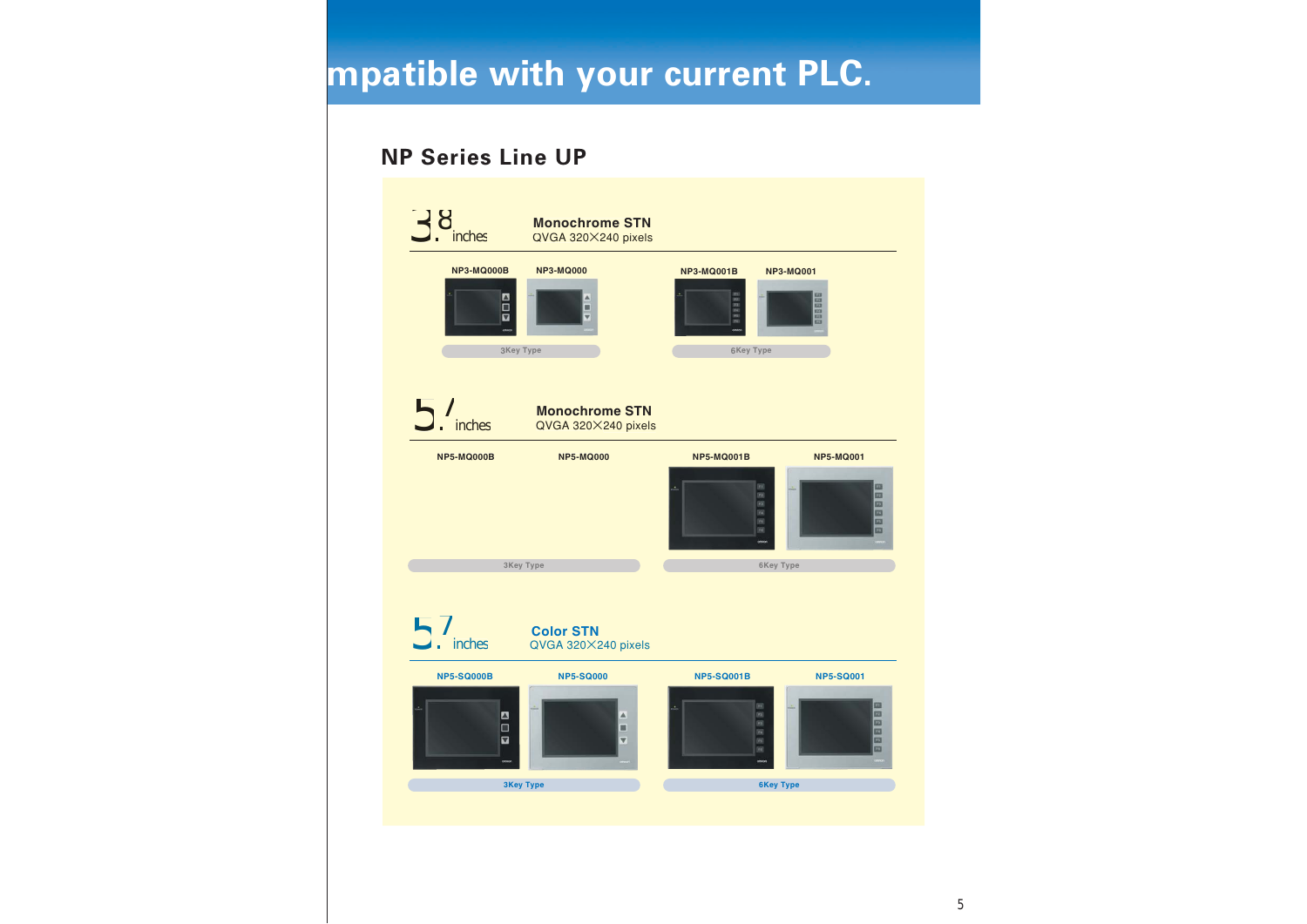mpatible with your current PLC.

## NP Series Line UP

### 3.8 inches

**Monochrome STN**
QVGA 320×240 pixels

| 3Key Type | | 6Key Type | |
|---|---|---|---|
| NP3-MQ000B | NP3-MQ000 | NP3-MQ001B | NP3-MQ001 |

### 5.7 inches

**Monochrome STN**
QVGA 320×240 pixels

| 3Key Type | | 6Key Type | |
|---|---|---|---|
| NP5-MQ000B | NP5-MQ000 | NP5-MQ001B | NP5-MQ001 |

### 5.7 inches

**Color STN**
QVGA 320×240 pixels

| 3Key Type | | 6Key Type | |
|---|---|---|---|
| NP5-SQ000B | NP5-SQ000 | NP5-SQ001B | NP5-SQ001 |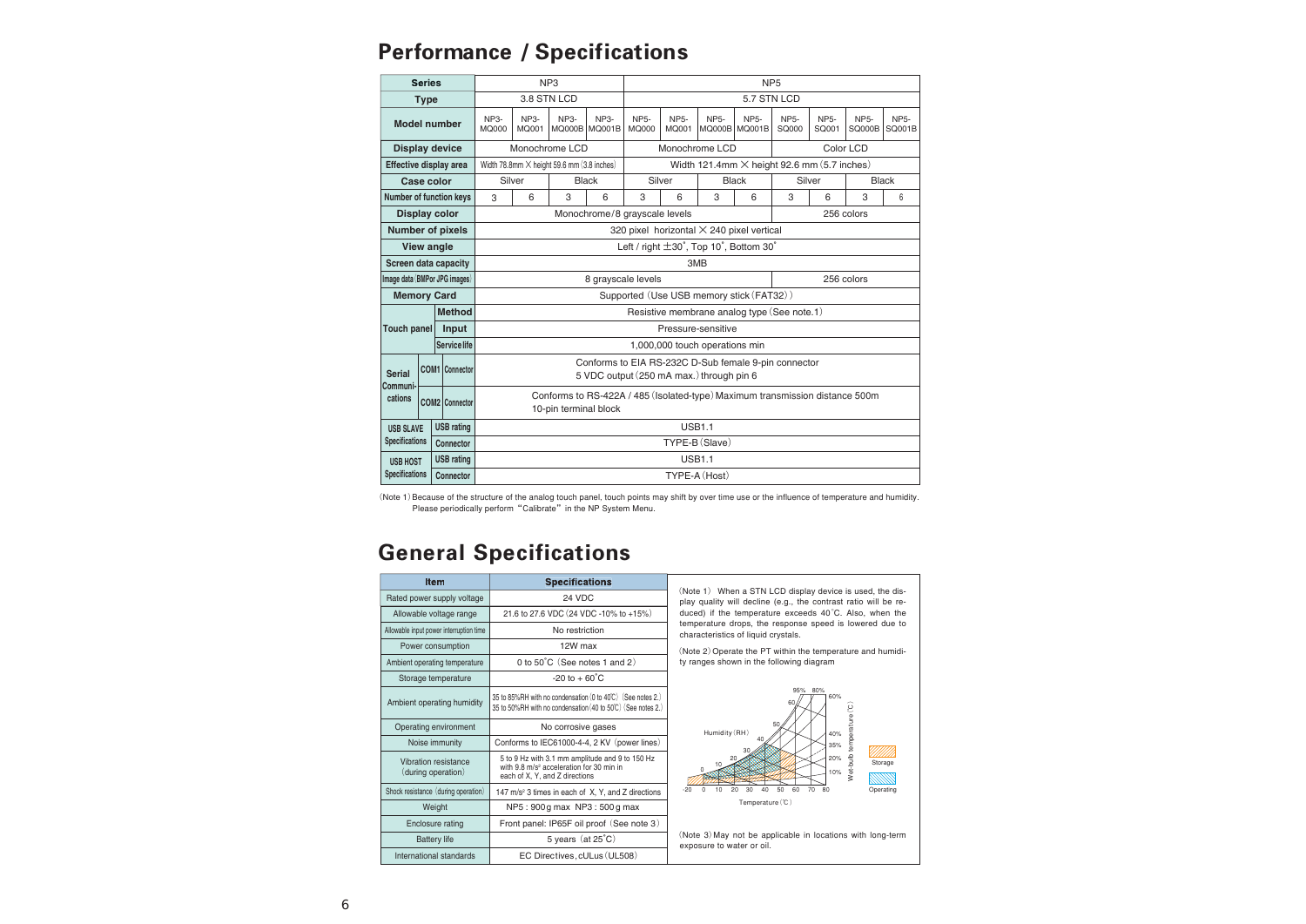## Performance / Specifications

| Series | | NP3 | | | | NP5 | | | | | | | |
|---|---|---|---|---|---|---|---|---|---|---|---|---|---|
| Type | | 3.8 STN LCD | | | | 5.7 STN LCD | | | | | | | |
| Model number | | NP3-MQ000 | NP3-MQ001 | NP3-MQ000B | NP3-MQ001B | NP5-MQ000 | NP5-MQ001 | NP5-MQ000B | NP5-MQ001B | NP5-SQ000 | NP5-SQ001 | NP5-SQ000B | NP5-SQ001B |
| Display device | | Monochrome LCD | | | | Monochrome LCD | | | | Color LCD | | | |
| Effective display area | | Width 78.8mm × height 59.6 mm (3.8 inches) | | | | Width 121.4mm × height 92.6 mm (5.7 inches) | | | | | | | |
| Case color | | Silver | | Black | | Silver | | Black | | Silver | | Black | |
| Number of function keys | | 3 | 6 | 3 | 6 | 3 | 6 | 3 | 6 | 3 | 6 | 3 | 6 |
| Display color | | Monochrome/8 grayscale levels | | | | | | | | 256 colors | | | |
| Number of pixels | | 320 pixel horizontal × 240 pixel vertical | | | | | | | | | | | |
| View angle | | Left / right ±30°, Top 10°, Bottom 30° | | | | | | | | | | | |
| Screen data capacity | | 3MB | | | | | | | | | | | |
| Image data (BMP or JPG images) | | 8 grayscale levels | | | | | | | | 256 colors | | | |
| Memory Card | | Supported (Use USB memory stick (FAT32)) | | | | | | | | | | | |
| Touch panel | Method | Resistive membrane analog type (See note.1) | | | | | | | | | | | |
| | Input | Pressure-sensitive | | | | | | | | | | | |
| | Service life | 1,000,000 touch operations min | | | | | | | | | | | |
| Serial Communications | COM1 Connector | Conforms to EIA RS-232C D-Sub female 9-pin connector 5 VDC output (250 mA max.) through pin 6 | | | | | | | | | | | |
| | COM2 Connector | Conforms to RS-422A / 485 (Isolated-type) Maximum transmission distance 500m 10-pin terminal block | | | | | | | | | | | |
| USB SLAVE Specifications | USB rating | USB1.1 | | | | | | | | | | | |
| | Connector | TYPE-B (Slave) | | | | | | | | | | | |
| USB HOST Specifications | USB rating | USB1.1 | | | | | | | | | | | |
| | Connector | TYPE-A (Host) | | | | | | | | | | | |

(Note 1) Because of the structure of the analog touch panel, touch points may shift by over time use or the influence of temperature and humidity. Please periodically perform "Calibrate" in the NP System Menu.

## General Specifications

| Item | Specifications |
|---|---|
| Rated power supply voltage | 24 VDC |
| Allowable voltage range | 21.6 to 27.6 VDC (24 VDC -10% to +15%) |
| Allowable input power interruption time | No restriction |
| Power consumption | 12W max |
| Ambient operating temperature | 0 to 50°C (See notes 1 and 2) |
| Storage temperature | -20 to + 60°C |
| Ambient operating humidity | 35 to 85%RH with no condensation (0 to 40°C) (See notes 2.) 35 to 50%RH with no condensation (40 to 50°C) (See notes 2.) |
| Operating environment | No corrosive gases |
| Noise immunity | Conforms to IEC61000-4-4, 2 KV (power lines) |
| Vibration resistance (during operation) | 5 to 9 Hz with 3.1 mm amplitude and 9 to 150 Hz with 9.8 m/s² acceleration for 30 min in each of X, Y, and Z directions |
| Shock resistance (during operation) | 147 m/s² 3 times in each of X, Y, and Z directions |
| Weight | NP5 : 900 g max NP3 : 500 g max |
| Enclosure rating | Front panel: IP65F oil proof (See note 3) |
| Battery life | 5 years (at 25°C) |
| International standards | EC Directives, cULus (UL508) |

(Note 1) When a STN LCD display device is used, the display quality will decline (e.g., the contrast ratio will be reduced) if the temperature exceeds 40°C. Also, when the temperature drops, the response speed is lowered due to characteristics of liquid crystals.

(Note 2) Operate the PT within the temperature and humidity ranges shown in the following diagram

(Note 3) May not be applicable in locations with long-term exposure to water or oil.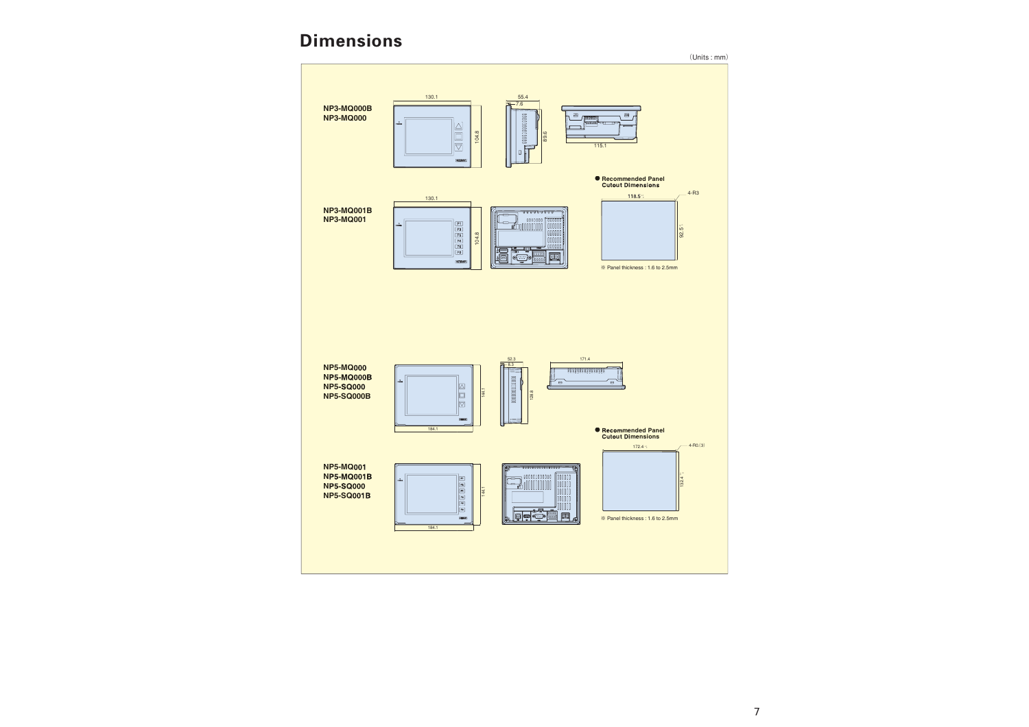## Dimensions

(Units : mm)

**NP3-MQ000B**
**NP3-MQ000**

130.1

104.8

55.4

7.6

89.6

115.1

● **Recommended Panel Cutout Dimensions**

118.5

4-R3

92.5

※ Panel thickness : 1.6 to 2.5mm

**NP3-MQ001B**
**NP3-MQ001**

130.1

104.8

**NP5-MQ000**
**NP5-MQ000B**
**NP5-SQ000**
**NP5-SQ000B**

52.3

8.3

171.4

144.1

128.8

184.1

● **Recommended Panel Cutout Dimensions**

172.4

4-R0.(3)

132.4

※ Panel thickness : 1.6 to 2.5mm

**NP5-MQ001**
**NP5-MQ001B**
**NP5-SQ000**
**NP5-SQ001B**

144.1

184.1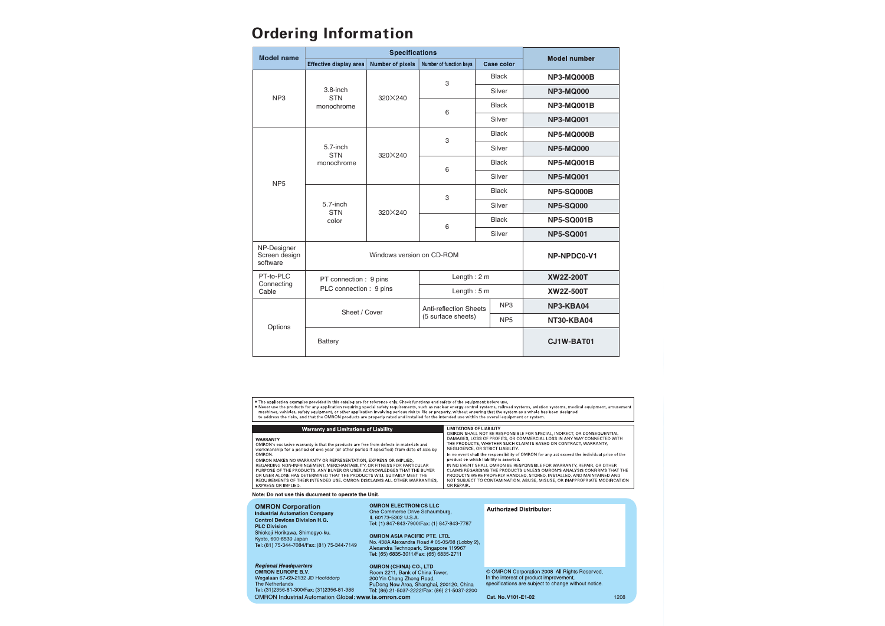# Ordering Information

| Model name | Specifications | | | | Model number |
|---|---|---|---|---|---|
| | Effective display area | Number of pixels | Number of function keys | Case color | |
| NP3 | 3.8-inch STN monochrome | 320×240 | 3 | Black | NP3-MQ000B |
| | | | | Silver | NP3-MQ000 |
| | | | 6 | Black | NP3-MQ001B |
| | | | | Silver | NP3-MQ001 |
| NP5 | 5.7-inch STN monochrome | 320×240 | 3 | Black | NP5-MQ000B |
| | | | | Silver | NP5-MQ000 |
| | | | 6 | Black | NP5-MQ001B |
| | | | | Silver | NP5-MQ001 |
| | 5.7-inch STN color | 320×240 | 3 | Black | NP5-SQ000B |
| | | | | Silver | NP5-SQ000 |
| | | | 6 | Black | NP5-SQ001B |
| | | | | Silver | NP5-SQ001 |
| NP-Designer Screen design software | Windows version on CD-ROM | | | | NP-NPDC0-V1 |
| PT-to-PLC Connecting Cable | PT connection : 9 pins PLC connection : 9 pins | | Length : 2 m | | XW2Z-200T |
| | | | Length : 5 m | | XW2Z-500T |
| Options | Sheet / Cover | | Anti-reflection Sheets (5 surface sheets) | NP3 | NP3-KBA04 |
| | | | | NP5 | NT30-KBA04 |
| | Battery | | | | CJ1W-BAT01 |

* The application examples provided in this catalog are for reference only. Check functions and safety of the equipment before use.
* Never use the products for any application requiring special safety requirements, such as nuclear energy control systems, railroad systems, aviation systems, medical equipment, amusement machines, vehicles, safety equipment, or other application involving serious risk to life or property, without ensuring that the system as a whole has been designed to address the risks, and that the OMRON products are properly rated and installed for the intended use within the overall equipment or system.

**Warranty and Limitations of Liability**

**WARRANTY**
OMRON's exclusive warranty is that the products are free from defects in materials and workmanship for a period of one year (or other period if specified) from date of sale by OMRON.
OMRON MAKES NO WARRANTY OR REPRESENTATION, EXPRESS OR IMPLIED, REGARDING NON-INFRINGEMENT, MERCHANTABILITY, OR FITNESS FOR PARTICULAR PURPOSE OF THE PRODUCTS. ANY BUYER OR USER ACKNOWLEDGES THAT THE BUYER OR USER ALONE HAS DETERMINED THAT THE PRODUCTS WILL SUITABLY MEET THE REQUIREMENTS OF THEIR INTENDED USE. OMRON DISCLAIMS ALL OTHER WARRANTIES, EXPRESS OR IMPLIED.

**LIMITATIONS OF LIABILITY**
OMRON SHALL NOT BE RESPONSIBLE FOR SPECIAL, INDIRECT, OR CONSEQUENTIAL DAMAGES, LOSS OF PROFITS, OR COMMERCIAL LOSS IN ANY WAY CONNECTED WITH THE PRODUCTS, WHETHER SUCH CLAIM IS BASED ON CONTRACT, WARRANTY, NEGLIGENCE, OR STRICT LIABILITY.
In no event shall the responsibility of OMRON for any act exceed the individual price of the product on which liability is asserted.
IN NO EVENT SHALL OMRON BE RESPONSIBLE FOR WARRANTY, REPAIR, OR OTHER CLAIMS REGARDING THE PRODUCTS UNLESS OMRON'S ANALYSIS CONFIRMS THAT THE PRODUCTS WERE PROPERLY HANDLED, STORED, INSTALLED, AND MAINTAINED AND NOT SUBJECT TO CONTAMINATION, ABUSE, MISUSE, OR INAPPROPRIATE MODIFICATION OR REPAIR.

**Note: Do not use this ducument to operate the Unit.**

**OMRON Corporation**
**Industrial Automation Company**
**Control Devices Division H.Q.**
**PLC Division**
Shiokoji Horikawa, Shimogyo-ku,
Kyoto, 600-8530 Japan
Tel: (81) 75-344-7084/Fax: (81) 75-344-7149

***Regional Headquarters***
**OMRON EUROPE B.V.**
Wegalaan 67-69-2132 JD Hoofddorp
The Netherlands
Tel: (31)2356-81-300/Fax: (31)2356-81-388

**OMRON ELECTRONICS LLC**
One Commerce Drive Schaumburg,
IL 60173-5302 U.S.A.
Tel: (1) 847-843-7900/Fax: (1) 847-843-7787

**OMRON ASIA PACIFIC PTE. LTD.**
No. 438A Alexandra Road # 05-05/08 (Lobby 2),
Alexandra Technopark, Singapore 119967
Tel: (65) 6835-3011/Fax: (65) 6835-2711

**OMRON (CHINA) CO., LTD.**
Room 2211, Bank of China Tower,
200 Yin Cheng Zhong Road,
PuDong New Area, Shanghai, 200120, China
Tel: (86) 21-5037-2222/Fax: (86) 21-5037-2200

OMRON Industrial Automation Global: **www.ia.omron.com**

**Authorized Distributor:**

© OMRON Corporation 2008 All Rights Reserved.
In the interest of product improvement, specifications are subject to change without notice.

**Cat. No. V101-E1-02** 1208